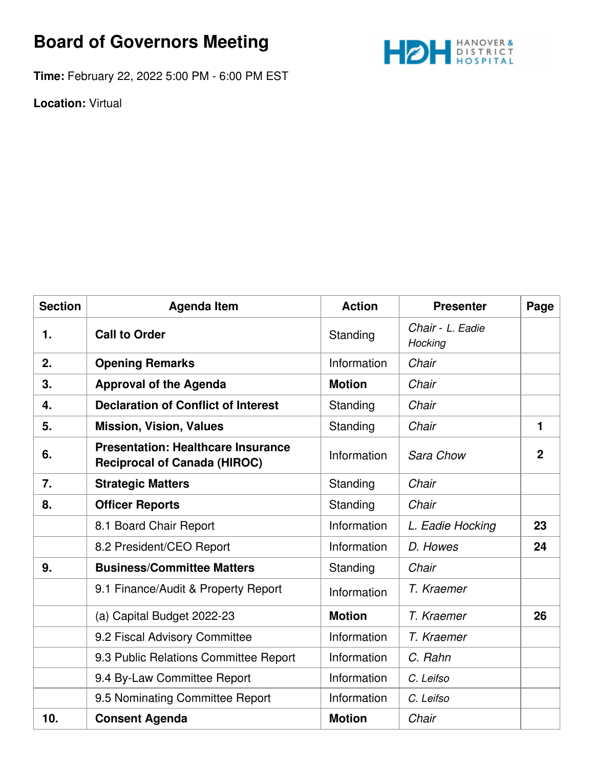# Board of Governors Meeting

**Time:** February 22, 2022 5:00 PM - 6:00 PM EST

**Location:** Virtual

| Section | Agenda Item | Action | Presenter | Page |
|---|---|---|---|---|
| 1. | **Call to Order** | Standing | *Chair - L. Eadie Hocking* | |
| 2. | **Opening Remarks** | Information | *Chair* | |
| 3. | **Approval of the Agenda** | **Motion** | *Chair* | |
| 4. | **Declaration of Conflict of Interest** | Standing | *Chair* | |
| 5. | **Mission, Vision, Values** | Standing | *Chair* | **1** |
| 6. | **Presentation: Healthcare Insurance Reciprocal of Canada (HIROC)** | Information | *Sara Chow* | **2** |
| 7. | **Strategic Matters** | Standing | *Chair* | |
| 8. | **Officer Reports** | Standing | *Chair* | |
| | 8.1 Board Chair Report | Information | *L. Eadie Hocking* | **23** |
| | 8.2 President/CEO Report | Information | *D. Howes* | **24** |
| 9. | **Business/Committee Matters** | Standing | *Chair* | |
| | 9.1 Finance/Audit & Property Report | Information | *T. Kraemer* | |
| | (a) Capital Budget 2022-23 | **Motion** | *T. Kraemer* | **26** |
| | 9.2 Fiscal Advisory Committee | Information | *T. Kraemer* | |
| | 9.3 Public Relations Committee Report | Information | *C. Rahn* | |
| | 9.4 By-Law Committee Report | Information | *C. Leifso* | |
| | 9.5 Nominating Committee Report | Information | *C. Leifso* | |
| 10. | **Consent Agenda** | **Motion** | *Chair* | |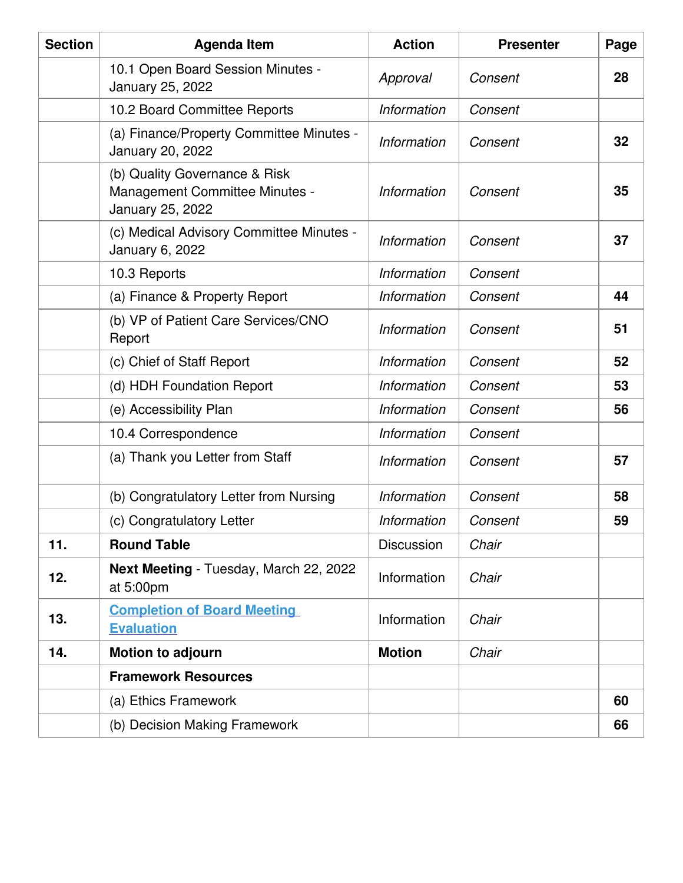| Section | Agenda Item | Action | Presenter | Page |
|---|---|---|---|---|
| | 10.1 Open Board Session Minutes - January 25, 2022 | *Approval* | *Consent* | **28** |
| | 10.2 Board Committee Reports | *Information* | *Consent* | |
| | (a) Finance/Property Committee Minutes - January 20, 2022 | *Information* | *Consent* | **32** |
| | (b) Quality Governance & Risk Management Committee Minutes - January 25, 2022 | *Information* | *Consent* | **35** |
| | (c) Medical Advisory Committee Minutes - January 6, 2022 | *Information* | *Consent* | **37** |
| | 10.3 Reports | *Information* | *Consent* | |
| | (a) Finance & Property Report | *Information* | *Consent* | **44** |
| | (b) VP of Patient Care Services/CNO Report | *Information* | *Consent* | **51** |
| | (c) Chief of Staff Report | *Information* | *Consent* | **52** |
| | (d) HDH Foundation Report | *Information* | *Consent* | **53** |
| | (e) Accessibility Plan | *Information* | *Consent* | **56** |
| | 10.4 Correspondence | *Information* | *Consent* | |
| | (a) Thank you Letter from Staff | *Information* | *Consent* | **57** |
| | (b) Congratulatory Letter from Nursing | *Information* | *Consent* | **58** |
| | (c) Congratulatory Letter | *Information* | *Consent* | **59** |
| **11.** | **Round Table** | Discussion | *Chair* | |
| **12.** | **Next Meeting** - Tuesday, March 22, 2022 at 5:00pm | Information | *Chair* | |
| **13.** | **Completion of Board Meeting Evaluation** | Information | *Chair* | |
| **14.** | **Motion to adjourn** | **Motion** | *Chair* | |
| | **Framework Resources** | | | |
| | (a) Ethics Framework | | | **60** |
| | (b) Decision Making Framework | | | **66** |